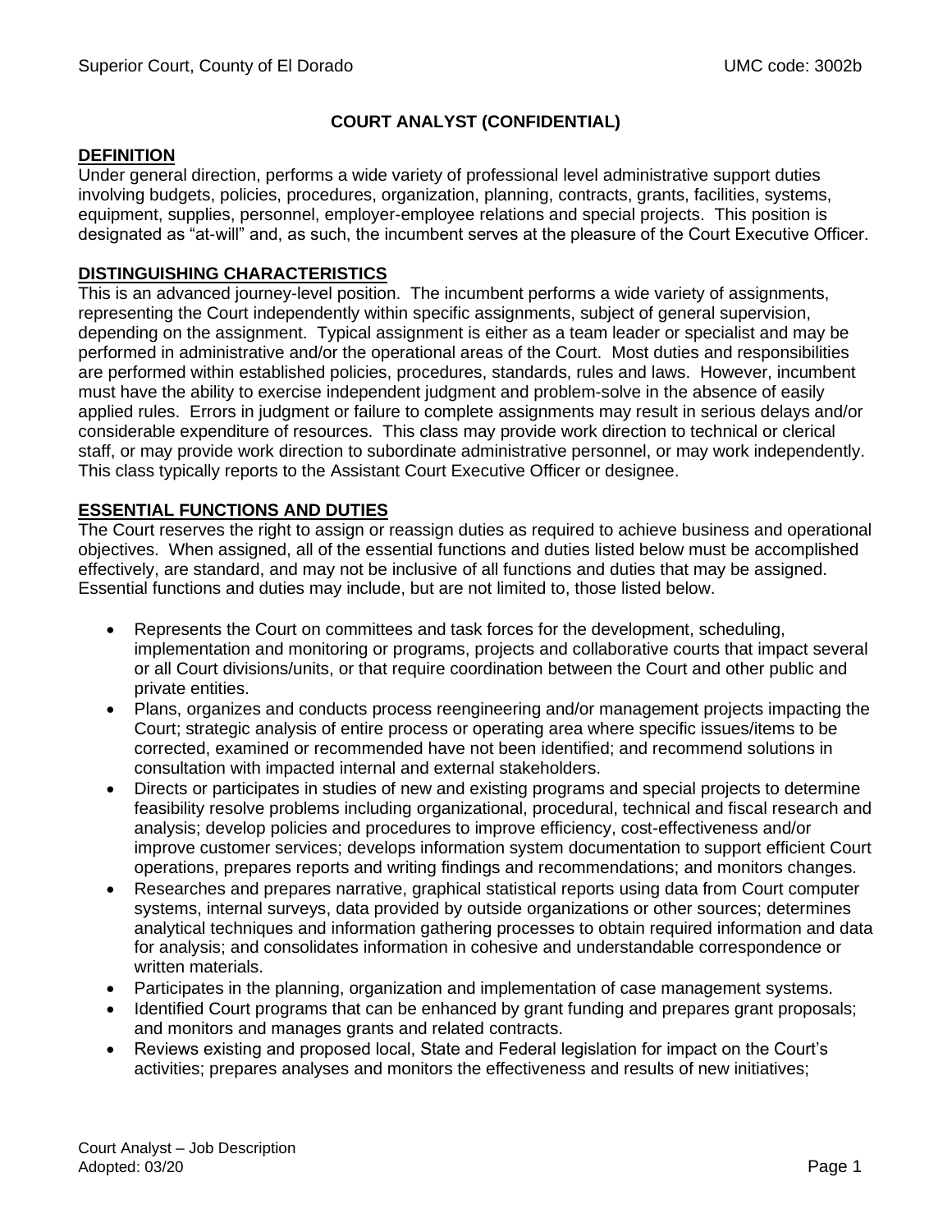Superior Court, County of El Dorado UMC code: 3002b

# COURT ANALYST (CONFIDENTIAL)

## DEFINITION

Under general direction, performs a wide variety of professional level administrative support duties involving budgets, policies, procedures, organization, planning, contracts, grants, facilities, systems, equipment, supplies, personnel, employer-employee relations and special projects. This position is designated as "at-will" and, as such, the incumbent serves at the pleasure of the Court Executive Officer.

## DISTINGUISHING CHARACTERISTICS

This is an advanced journey-level position. The incumbent performs a wide variety of assignments, representing the Court independently within specific assignments, subject of general supervision, depending on the assignment. Typical assignment is either as a team leader or specialist and may be performed in administrative and/or the operational areas of the Court. Most duties and responsibilities are performed within established policies, procedures, standards, rules and laws. However, incumbent must have the ability to exercise independent judgment and problem-solve in the absence of easily applied rules. Errors in judgment or failure to complete assignments may result in serious delays and/or considerable expenditure of resources. This class may provide work direction to technical or clerical staff, or may provide work direction to subordinate administrative personnel, or may work independently. This class typically reports to the Assistant Court Executive Officer or designee.

## ESSENTIAL FUNCTIONS AND DUTIES

The Court reserves the right to assign or reassign duties as required to achieve business and operational objectives. When assigned, all of the essential functions and duties listed below must be accomplished effectively, are standard, and may not be inclusive of all functions and duties that may be assigned. Essential functions and duties may include, but are not limited to, those listed below.

- Represents the Court on committees and task forces for the development, scheduling, implementation and monitoring or programs, projects and collaborative courts that impact several or all Court divisions/units, or that require coordination between the Court and other public and private entities.
- Plans, organizes and conducts process reengineering and/or management projects impacting the Court; strategic analysis of entire process or operating area where specific issues/items to be corrected, examined or recommended have not been identified; and recommend solutions in consultation with impacted internal and external stakeholders.
- Directs or participates in studies of new and existing programs and special projects to determine feasibility resolve problems including organizational, procedural, technical and fiscal research and analysis; develop policies and procedures to improve efficiency, cost-effectiveness and/or improve customer services; develops information system documentation to support efficient Court operations, prepares reports and writing findings and recommendations; and monitors changes.
- Researches and prepares narrative, graphical statistical reports using data from Court computer systems, internal surveys, data provided by outside organizations or other sources; determines analytical techniques and information gathering processes to obtain required information and data for analysis; and consolidates information in cohesive and understandable correspondence or written materials.
- Participates in the planning, organization and implementation of case management systems.
- Identified Court programs that can be enhanced by grant funding and prepares grant proposals; and monitors and manages grants and related contracts.
- Reviews existing and proposed local, State and Federal legislation for impact on the Court's activities; prepares analyses and monitors the effectiveness and results of new initiatives;

Court Analyst – Job Description
Adopted: 03/20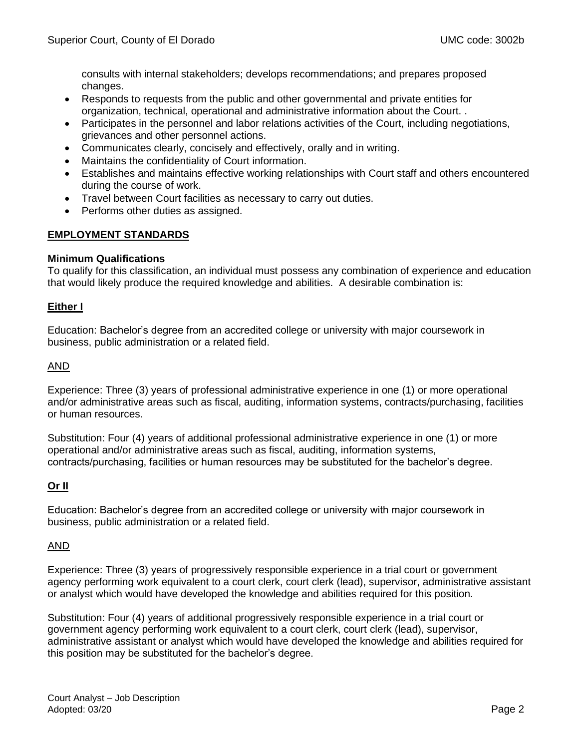consults with internal stakeholders; develops recommendations; and prepares proposed changes.

- Responds to requests from the public and other governmental and private entities for organization, technical, operational and administrative information about the Court. .
- Participates in the personnel and labor relations activities of the Court, including negotiations, grievances and other personnel actions.
- Communicates clearly, concisely and effectively, orally and in writing.
- Maintains the confidentiality of Court information.
- Establishes and maintains effective working relationships with Court staff and others encountered during the course of work.
- Travel between Court facilities as necessary to carry out duties.
- Performs other duties as assigned.

## EMPLOYMENT STANDARDS

### Minimum Qualifications

To qualify for this classification, an individual must possess any combination of experience and education that would likely produce the required knowledge and abilities. A desirable combination is:

**Either I**

Education: Bachelor's degree from an accredited college or university with major coursework in business, public administration or a related field.

AND

Experience: Three (3) years of professional administrative experience in one (1) or more operational and/or administrative areas such as fiscal, auditing, information systems, contracts/purchasing, facilities or human resources.

Substitution: Four (4) years of additional professional administrative experience in one (1) or more operational and/or administrative areas such as fiscal, auditing, information systems, contracts/purchasing, facilities or human resources may be substituted for the bachelor's degree.

**Or II**

Education: Bachelor's degree from an accredited college or university with major coursework in business, public administration or a related field.

AND

Experience: Three (3) years of progressively responsible experience in a trial court or government agency performing work equivalent to a court clerk, court clerk (lead), supervisor, administrative assistant or analyst which would have developed the knowledge and abilities required for this position.

Substitution: Four (4) years of additional progressively responsible experience in a trial court or government agency performing work equivalent to a court clerk, court clerk (lead), supervisor, administrative assistant or analyst which would have developed the knowledge and abilities required for this position may be substituted for the bachelor's degree.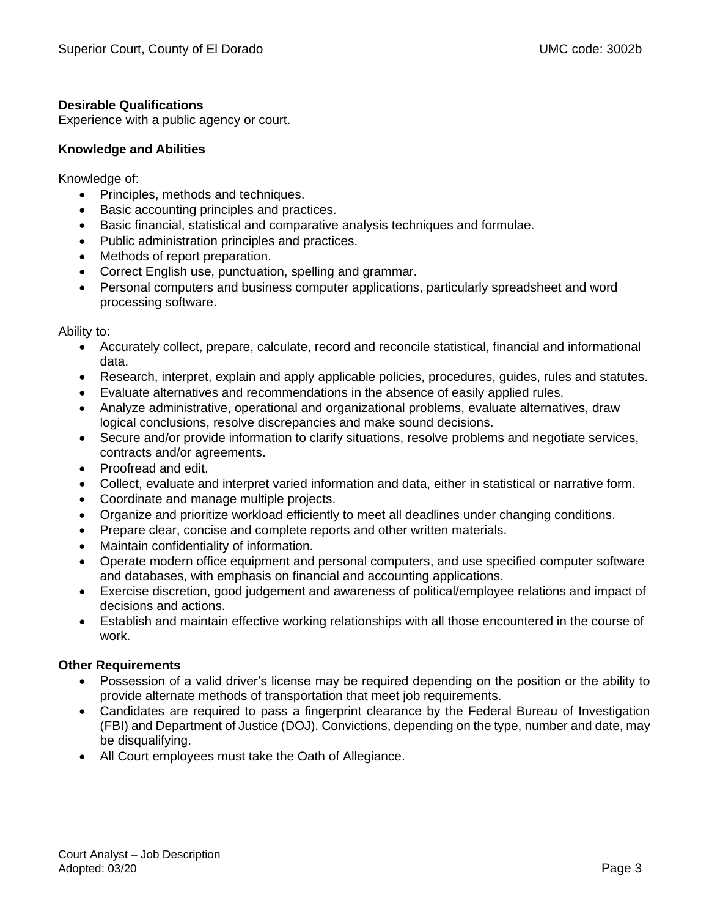**Desirable Qualifications**
Experience with a public agency or court.

**Knowledge and Abilities**

Knowledge of:

- Principles, methods and techniques.
- Basic accounting principles and practices.
- Basic financial, statistical and comparative analysis techniques and formulae.
- Public administration principles and practices.
- Methods of report preparation.
- Correct English use, punctuation, spelling and grammar.
- Personal computers and business computer applications, particularly spreadsheet and word processing software.

Ability to:

- Accurately collect, prepare, calculate, record and reconcile statistical, financial and informational data.
- Research, interpret, explain and apply applicable policies, procedures, guides, rules and statutes.
- Evaluate alternatives and recommendations in the absence of easily applied rules.
- Analyze administrative, operational and organizational problems, evaluate alternatives, draw logical conclusions, resolve discrepancies and make sound decisions.
- Secure and/or provide information to clarify situations, resolve problems and negotiate services, contracts and/or agreements.
- Proofread and edit.
- Collect, evaluate and interpret varied information and data, either in statistical or narrative form.
- Coordinate and manage multiple projects.
- Organize and prioritize workload efficiently to meet all deadlines under changing conditions.
- Prepare clear, concise and complete reports and other written materials.
- Maintain confidentiality of information.
- Operate modern office equipment and personal computers, and use specified computer software and databases, with emphasis on financial and accounting applications.
- Exercise discretion, good judgement and awareness of political/employee relations and impact of decisions and actions.
- Establish and maintain effective working relationships with all those encountered in the course of work.

**Other Requirements**

- Possession of a valid driver's license may be required depending on the position or the ability to provide alternate methods of transportation that meet job requirements.
- Candidates are required to pass a fingerprint clearance by the Federal Bureau of Investigation (FBI) and Department of Justice (DOJ). Convictions, depending on the type, number and date, may be disqualifying.
- All Court employees must take the Oath of Allegiance.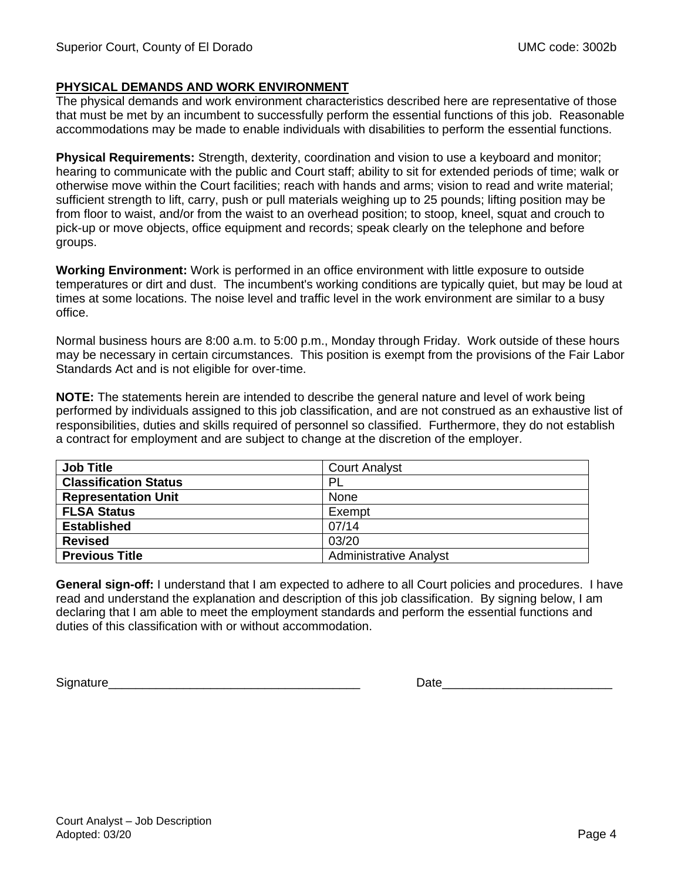## PHYSICAL DEMANDS AND WORK ENVIRONMENT

The physical demands and work environment characteristics described here are representative of those that must be met by an incumbent to successfully perform the essential functions of this job. Reasonable accommodations may be made to enable individuals with disabilities to perform the essential functions.

**Physical Requirements:** Strength, dexterity, coordination and vision to use a keyboard and monitor; hearing to communicate with the public and Court staff; ability to sit for extended periods of time; walk or otherwise move within the Court facilities; reach with hands and arms; vision to read and write material; sufficient strength to lift, carry, push or pull materials weighing up to 25 pounds; lifting position may be from floor to waist, and/or from the waist to an overhead position; to stoop, kneel, squat and crouch to pick-up or move objects, office equipment and records; speak clearly on the telephone and before groups.

**Working Environment:** Work is performed in an office environment with little exposure to outside temperatures or dirt and dust. The incumbent's working conditions are typically quiet, but may be loud at times at some locations. The noise level and traffic level in the work environment are similar to a busy office.

Normal business hours are 8:00 a.m. to 5:00 p.m., Monday through Friday. Work outside of these hours may be necessary in certain circumstances. This position is exempt from the provisions of the Fair Labor Standards Act and is not eligible for over-time.

**NOTE:** The statements herein are intended to describe the general nature and level of work being performed by individuals assigned to this job classification, and are not construed as an exhaustive list of responsibilities, duties and skills required of personnel so classified. Furthermore, they do not establish a contract for employment and are subject to change at the discretion of the employer.

| | |
|---|---|
| **Job Title** | Court Analyst |
| **Classification Status** | PL |
| **Representation Unit** | None |
| **FLSA Status** | Exempt |
| **Established** | 07/14 |
| **Revised** | 03/20 |
| **Previous Title** | Administrative Analyst |

**General sign-off:** I understand that I am expected to adhere to all Court policies and procedures. I have read and understand the explanation and description of this job classification. By signing below, I am declaring that I am able to meet the employment standards and perform the essential functions and duties of this classification with or without accommodation.

Signature_____________________________________ Date_________________________